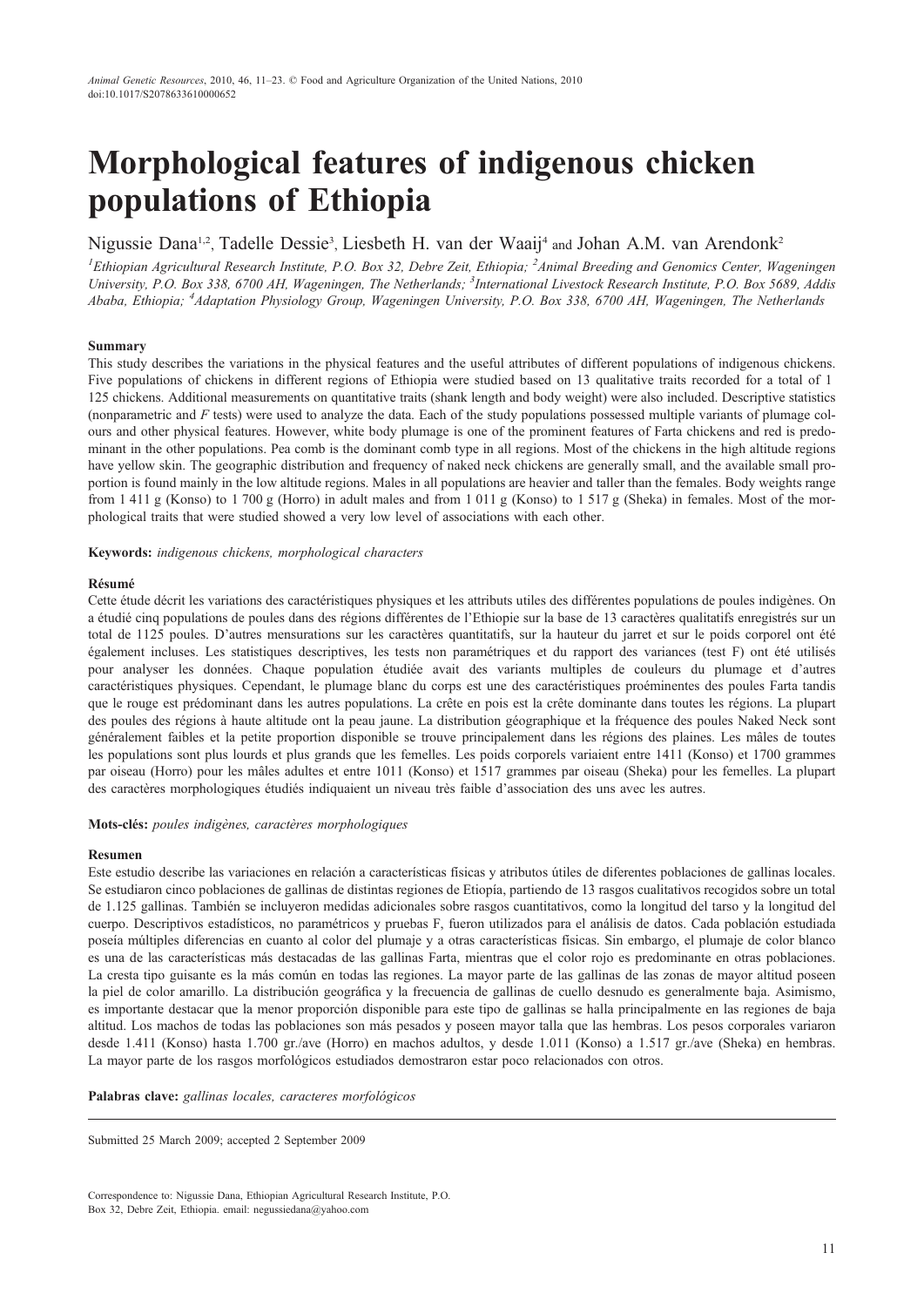*Animal Genetic Resources*, 2010, 46, 11–23. © Food and Agriculture Organization of the United Nations, 2010
doi:10.1017/S2078633610000652

# Morphological features of indigenous chicken populations of Ethiopia

Nigussie Dana[1,2], Tadelle Dessie[3], Liesbeth H. van der Waaij[4] and Johan A.M. van Arendonk[2]

[1]*Ethiopian Agricultural Research Institute, P.O. Box 32, Debre Zeit, Ethiopia;* [2]*Animal Breeding and Genomics Center, Wageningen University, P.O. Box 338, 6700 AH, Wageningen, The Netherlands;* [3]*International Livestock Research Institute, P.O. Box 5689, Addis Ababa, Ethiopia;* [4]*Adaptation Physiology Group, Wageningen University, P.O. Box 338, 6700 AH, Wageningen, The Netherlands*

### Summary

This study describes the variations in the physical features and the useful attributes of different populations of indigenous chickens. Five populations of chickens in different regions of Ethiopia were studied based on 13 qualitative traits recorded for a total of 1 125 chickens. Additional measurements on quantitative traits (shank length and body weight) were also included. Descriptive statistics (nonparametric and *F* tests) were used to analyze the data. Each of the study populations possessed multiple variants of plumage colours and other physical features. However, white body plumage is one of the prominent features of Farta chickens and red is predominant in the other populations. Pea comb is the dominant comb type in all regions. Most of the chickens in the high altitude regions have yellow skin. The geographic distribution and frequency of naked neck chickens are generally small, and the available small proportion is found mainly in the low altitude regions. Males in all populations are heavier and taller than the females. Body weights range from 1 411 g (Konso) to 1 700 g (Horro) in adult males and from 1 011 g (Konso) to 1 517 g (Sheka) in females. Most of the morphological traits that were studied showed a very low level of associations with each other.

**Keywords:** *indigenous chickens, morphological characters*

### Résumé

Cette étude décrit les variations des caractéristiques physiques et les attributs utiles des différentes populations de poules indigènes. On a étudié cinq populations de poules dans des régions différentes de l'Ethiopie sur la base de 13 caractères qualitatifs enregistrés sur un total de 1125 poules. D'autres mensurations sur les caractères quantitatifs, sur la hauteur du jarret et sur le poids corporel ont été également incluses. Les statistiques descriptives, les tests non paramétriques et du rapport des variances (test F) ont été utilisés pour analyser les données. Chaque population étudiée avait des variants multiples de couleurs du plumage et d'autres caractéristiques physiques. Cependant, le plumage blanc du corps est une des caractéristiques proéminentes des poules Farta tandis que le rouge est prédominant dans les autres populations. La crête en pois est la crête dominante dans toutes les régions. La plupart des poules des régions à haute altitude ont la peau jaune. La distribution géographique et la fréquence des poules Naked Neck sont généralement faibles et la petite proportion disponible se trouve principalement dans les régions des plaines. Les mâles de toutes les populations sont plus lourds et plus grands que les femelles. Les poids corporels variaient entre 1411 (Konso) et 1700 grammes par oiseau (Horro) pour les mâles adultes et entre 1011 (Konso) et 1517 grammes par oiseau (Sheka) pour les femelles. La plupart des caractères morphologiques étudiés indiquaient un niveau très faible d'association des uns avec les autres.

**Mots-clés:** *poules indigènes, caractères morphologiques*

### Resumen

Este estudio describe las variaciones en relación a características físicas y atributos útiles de diferentes poblaciones de gallinas locales. Se estudiaron cinco poblaciones de gallinas de distintas regiones de Etiopía, partiendo de 13 rasgos cualitativos recogidos sobre un total de 1.125 gallinas. También se incluyeron medidas adicionales sobre rasgos cuantitativos, como la longitud del tarso y la longitud del cuerpo. Descriptivos estadísticos, no paramétricos y pruebas F, fueron utilizados para el análisis de datos. Cada población estudiada poseía múltiples diferencias en cuanto al color del plumaje y a otras características físicas. Sin embargo, el plumaje de color blanco es una de las características más destacadas de las gallinas Farta, mientras que el color rojo es predominante en otras poblaciones. La cresta tipo guisante es la más común en todas las regiones. La mayor parte de las gallinas de las zonas de mayor altitud poseen la piel de color amarillo. La distribución geográfica y la frecuencia de gallinas de cuello desnudo es generalmente baja. Asimismo, es importante destacar que la menor proporción disponible para este tipo de gallinas se halla principalmente en las regiones de baja altitud. Los machos de todas las poblaciones son más pesados y poseen mayor talla que las hembras. Los pesos corporales variaron desde 1.411 (Konso) hasta 1.700 gr./ave (Horro) en machos adultos, y desde 1.011 (Konso) a 1.517 gr./ave (Sheka) en hembras. La mayor parte de los rasgos morfológicos estudiados demostraron estar poco relacionados con otros.

**Palabras clave:** *gallinas locales, caracteres morfológicos*

Submitted 25 March 2009; accepted 2 September 2009

Correspondence to: Nigussie Dana, Ethiopian Agricultural Research Institute, P.O. Box 32, Debre Zeit, Ethiopia. email: negussiedana@yahoo.com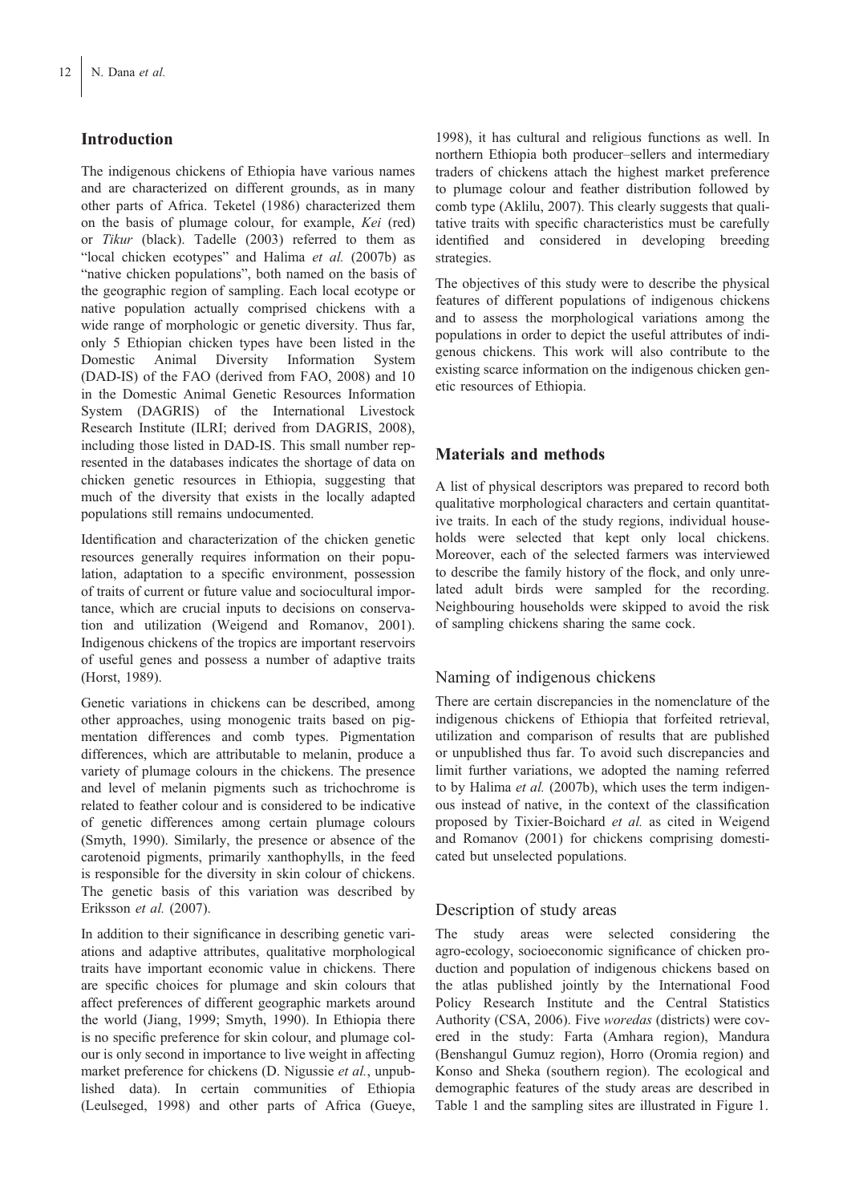## Introduction

The indigenous chickens of Ethiopia have various names and are characterized on different grounds, as in many other parts of Africa. Teketel (1986) characterized them on the basis of plumage colour, for example, *Kei* (red) or *Tikur* (black). Tadelle (2003) referred to them as "local chicken ecotypes" and Halima *et al.* (2007b) as "native chicken populations", both named on the basis of the geographic region of sampling. Each local ecotype or native population actually comprised chickens with a wide range of morphologic or genetic diversity. Thus far, only 5 Ethiopian chicken types have been listed in the Domestic Animal Diversity Information System (DAD-IS) of the FAO (derived from FAO, 2008) and 10 in the Domestic Animal Genetic Resources Information System (DAGRIS) of the International Livestock Research Institute (ILRI; derived from DAGRIS, 2008), including those listed in DAD-IS. This small number represented in the databases indicates the shortage of data on chicken genetic resources in Ethiopia, suggesting that much of the diversity that exists in the locally adapted populations still remains undocumented.

Identification and characterization of the chicken genetic resources generally requires information on their population, adaptation to a specific environment, possession of traits of current or future value and sociocultural importance, which are crucial inputs to decisions on conservation and utilization (Weigend and Romanov, 2001). Indigenous chickens of the tropics are important reservoirs of useful genes and possess a number of adaptive traits (Horst, 1989).

Genetic variations in chickens can be described, among other approaches, using monogenic traits based on pigmentation differences and comb types. Pigmentation differences, which are attributable to melanin, produce a variety of plumage colours in the chickens. The presence and level of melanin pigments such as trichochrome is related to feather colour and is considered to be indicative of genetic differences among certain plumage colours (Smyth, 1990). Similarly, the presence or absence of the carotenoid pigments, primarily xanthophylls, in the feed is responsible for the diversity in skin colour of chickens. The genetic basis of this variation was described by Eriksson *et al.* (2007).

In addition to their significance in describing genetic variations and adaptive attributes, qualitative morphological traits have important economic value in chickens. There are specific choices for plumage and skin colours that affect preferences of different geographic markets around the world (Jiang, 1999; Smyth, 1990). In Ethiopia there is no specific preference for skin colour, and plumage colour is only second in importance to live weight in affecting market preference for chickens (D. Nigussie *et al.*, unpublished data). In certain communities of Ethiopia (Leulseged, 1998) and other parts of Africa (Gueye, 1998), it has cultural and religious functions as well. In northern Ethiopia both producer–sellers and intermediary traders of chickens attach the highest market preference to plumage colour and feather distribution followed by comb type (Aklilu, 2007). This clearly suggests that qualitative traits with specific characteristics must be carefully identified and considered in developing breeding strategies.

The objectives of this study were to describe the physical features of different populations of indigenous chickens and to assess the morphological variations among the populations in order to depict the useful attributes of indigenous chickens. This work will also contribute to the existing scarce information on the indigenous chicken genetic resources of Ethiopia.

## Materials and methods

A list of physical descriptors was prepared to record both qualitative morphological characters and certain quantitative traits. In each of the study regions, individual households were selected that kept only local chickens. Moreover, each of the selected farmers was interviewed to describe the family history of the flock, and only unrelated adult birds were sampled for the recording. Neighbouring households were skipped to avoid the risk of sampling chickens sharing the same cock.

### Naming of indigenous chickens

There are certain discrepancies in the nomenclature of the indigenous chickens of Ethiopia that forfeited retrieval, utilization and comparison of results that are published or unpublished thus far. To avoid such discrepancies and limit further variations, we adopted the naming referred to by Halima *et al.* (2007b), which uses the term indigenous instead of native, in the context of the classification proposed by Tixier-Boichard *et al.* as cited in Weigend and Romanov (2001) for chickens comprising domesticated but unselected populations.

### Description of study areas

The study areas were selected considering the agro-ecology, socioeconomic significance of chicken production and population of indigenous chickens based on the atlas published jointly by the International Food Policy Research Institute and the Central Statistics Authority (CSA, 2006). Five *woredas* (districts) were covered in the study: Farta (Amhara region), Mandura (Benshangul Gumuz region), Horro (Oromia region) and Konso and Sheka (southern region). The ecological and demographic features of the study areas are described in Table 1 and the sampling sites are illustrated in Figure 1.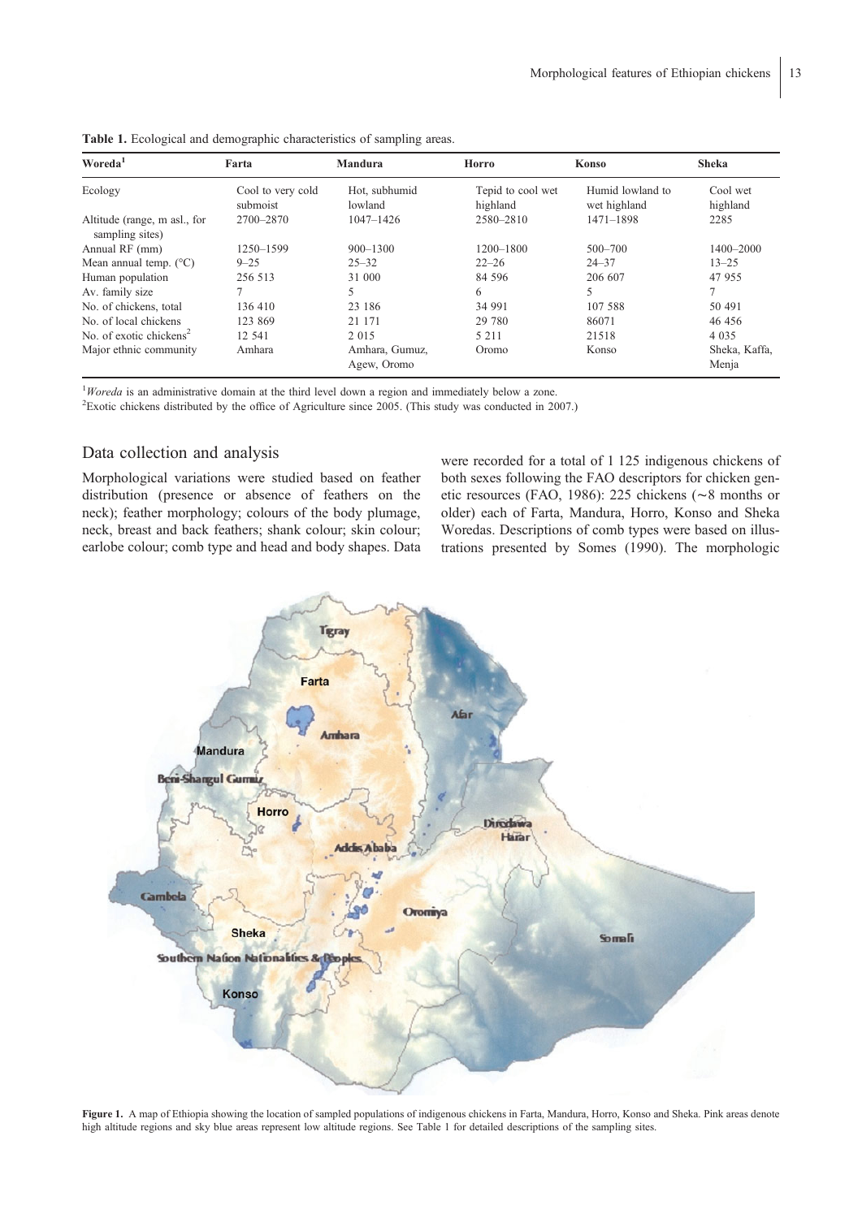**Table 1.** Ecological and demographic characteristics of sampling areas.

| Woreda[1] | Farta | Mandura | Horro | Konso | Sheka |
|---|---|---|---|---|---|
| Ecology | Cool to very cold submoist | Hot, subhumid lowland | Tepid to cool wet highland | Humid lowland to wet highland | Cool wet highland |
| Altitude (range, m asl., for sampling sites) | 2700–2870 | 1047–1426 | 2580–2810 | 1471–1898 | 2285 |
| Annual RF (mm) | 1250–1599 | 900–1300 | 1200–1800 | 500–700 | 1400–2000 |
| Mean annual temp. (°C) | 9–25 | 25–32 | 22–26 | 24–37 | 13–25 |
| Human population | 256 513 | 31 000 | 84 596 | 206 607 | 47 955 |
| Av. family size | 7 | 5 | 6 | 5 | 7 |
| No. of chickens, total | 136 410 | 23 186 | 34 991 | 107 588 | 50 491 |
| No. of local chickens | 123 869 | 21 171 | 29 780 | 86071 | 46 456 |
| No. of exotic chickens[2] | 12 541 | 2 015 | 5 211 | 21518 | 4 035 |
| Major ethnic community | Amhara | Amhara, Gumuz, Agew, Oromo | Oromo | Konso | Sheka, Kaffa, Menja |

[1]*Woreda* is an administrative domain at the third level down a region and immediately below a zone.
[2]Exotic chickens distributed by the office of Agriculture since 2005. (This study was conducted in 2007.)

## Data collection and analysis

Morphological variations were studied based on feather distribution (presence or absence of feathers on the neck); feather morphology; colours of the body plumage, neck, breast and back feathers; shank colour; skin colour; earlobe colour; comb type and head and body shapes. Data were recorded for a total of 1 125 indigenous chickens of both sexes following the FAO descriptors for chicken genetic resources (FAO, 1986): 225 chickens (~8 months or older) each of Farta, Mandura, Horro, Konso and Sheka Woredas. Descriptions of comb types were based on illustrations presented by Somes (1990). The morphologic

**Figure 1.** A map of Ethiopia showing the location of sampled populations of indigenous chickens in Farta, Mandura, Horro, Konso and Sheka. Pink areas denote high altitude regions and sky blue areas represent low altitude regions. See Table 1 for detailed descriptions of the sampling sites.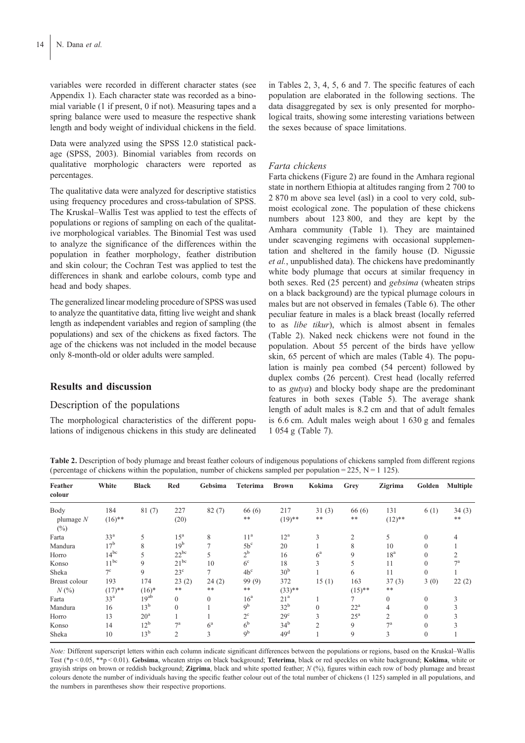variables were recorded in different character states (see Appendix 1). Each character state was recorded as a binomial variable (1 if present, 0 if not). Measuring tapes and a spring balance were used to measure the respective shank length and body weight of individual chickens in the field.

Data were analyzed using the SPSS 12.0 statistical package (SPSS, 2003). Binomial variables from records on qualitative morphologic characters were reported as percentages.

The qualitative data were analyzed for descriptive statistics using frequency procedures and cross-tabulation of SPSS. The Kruskal–Wallis Test was applied to test the effects of populations or regions of sampling on each of the qualitative morphological variables. The Binomial Test was used to analyze the significance of the differences within the population in feather morphology, feather distribution and skin colour; the Cochran Test was applied to test the differences in shank and earlobe colours, comb type and head and body shapes.

The generalized linear modeling procedure of SPSS was used to analyze the quantitative data, fitting live weight and shank length as independent variables and region of sampling (the populations) and sex of the chickens as fixed factors. The age of the chickens was not included in the model because only 8-month-old or older adults were sampled.

## Results and discussion

### Description of the populations

The morphological characteristics of the different populations of indigenous chickens in this study are delineated in Tables 2, 3, 4, 5, 6 and 7. The specific features of each population are elaborated in the following sections. The data disaggregated by sex is only presented for morphological traits, showing some interesting variations between the sexes because of space limitations.

#### *Farta chickens*

Farta chickens (Figure 2) are found in the Amhara regional state in northern Ethiopia at altitudes ranging from 2 700 to 2 870 m above sea level (asl) in a cool to very cold, sub-moist ecological zone. The population of these chickens numbers about 123 800, and they are kept by the Amhara community (Table 1). They are maintained under scavenging regimens with occasional supplementation and sheltered in the family house (D. Nigussie *et al.*, unpublished data). The chickens have predominantly white body plumage that occurs at similar frequency in both sexes. Red (25 percent) and *gebsima* (wheaten strips on a black background) are the typical plumage colours in males but are not observed in females (Table 6). The other peculiar feature in males is a black breast (locally referred to as *libe tikur*), which is almost absent in females (Table 2). Naked neck chickens were not found in the population. About 55 percent of the birds have yellow skin, 65 percent of which are males (Table 4). The population is mainly pea combed (54 percent) followed by duplex combs (26 percent). Crest head (locally referred to as *gutya*) and blocky body shape are the predominant features in both sexes (Table 5). The average shank length of adult males is 8.2 cm and that of adult females is 6.6 cm. Adult males weigh about 1 630 g and females 1 054 g (Table 7).

**Table 2.** Description of body plumage and breast feather colours of indigenous populations of chickens sampled from different regions (percentage of chickens within the population, number of chickens sampled per population = 225, N = 1 125).

| Feather colour | White | Black | Red | Gebsima | Teterima | Brown | Kokima | Grey | Zigrima | Golden | Multiple |
|---|---|---|---|---|---|---|---|---|---|---|---|
| Body plumage $N$ (%) | 184 (16)** | 81 (7) | 227 (20) | 82 (7) | 66 (6) ** | 217 (19)** | 31 (3) ** | 66 (6) ** | 131 (12)** | 6 (1) | 34 (3) ** |
| Farta | 33$^{a}$ | 5 | 15$^{a}$ | 8 | 11$^{a}$ | 12$^{a}$ | 3 | 2 | 5 | 0 | 4 |
| Mandura | 17$^{b}$ | 8 | 19$^{b}$ | 7 | 5b$^{c}$ | 20 | 1 | 8 | 10 | 0 | 1 |
| Horro | 14$^{bc}$ | 5 | 22$^{bc}$ | 5 | 2$^{b}$ | 16 | 6$^{a}$ | 9 | 18$^{a}$ | 0 | 2 |
| Konso | 11$^{bc}$ | 9 | 21$^{bc}$ | 10 | 6$^{c}$ | 18 | 3 | 5 | 11 | 0 | 7$^{a}$ |
| Sheka | 7$^{c}$ | 9 | 23$^{c}$ | 7 | 4b$^{c}$ | 30$^{b}$ | 1 | 6 | 11 | 0 | 1 |
| Breast colour $N$ (%) | 193 (17)** | 174 (16)* | 23 (2) ** | 24 (2) ** | 99 (9) ** | 372 (33)** | 15 (1) | 163 (15)** | 37 (3) ** | 3 (0) | 22 (2) |
| Farta | 33$^{a}$ | 19$^{ab}$ | 0 | 0 | 16$^{a}$ | 21$^{a}$ | 1 | 7 | 0 | 0 | 3 |
| Mandura | 16 | 13$^{b}$ | 0 | 1 | 9$^{b}$ | 32$^{b}$ | 0 | 22$^{a}$ | 4 | 0 | 3 |
| Horro | 13 | 20$^{a}$ | 1 | 1 | 2$^{c}$ | 29$^{c}$ | 3 | 25$^{a}$ | 2 | 0 | 3 |
| Konso | 14 | 12$^{b}$ | 7$^{a}$ | 6$^{a}$ | 6$^{b}$ | 34$^{b}$ | 2 | 9 | 7$^{a}$ | 0 | 3 |
| Sheka | 10 | 13$^{b}$ | 2 | 3 | 9$^{b}$ | 49$^{d}$ | 1 | 9 | 3 | 0 | 1 |

*Note:* Different superscript letters within each column indicate significant differences between the populations or regions, based on the Kruskal–Wallis Test (*p < 0.05, **p < 0.01). **Gebsima**, wheaten strips on black background; **Teterima**, black or red speckles on white background; **Kokima**, white or grayish strips on brown or reddish background; **Zigrima**, black and white spotted feather; $N$ (%), figures within each row of body plumage and breast colours denote the number of individuals having the specific feather colour out of the total number of chickens (1 125) sampled in all populations, and the numbers in parentheses show their respective proportions.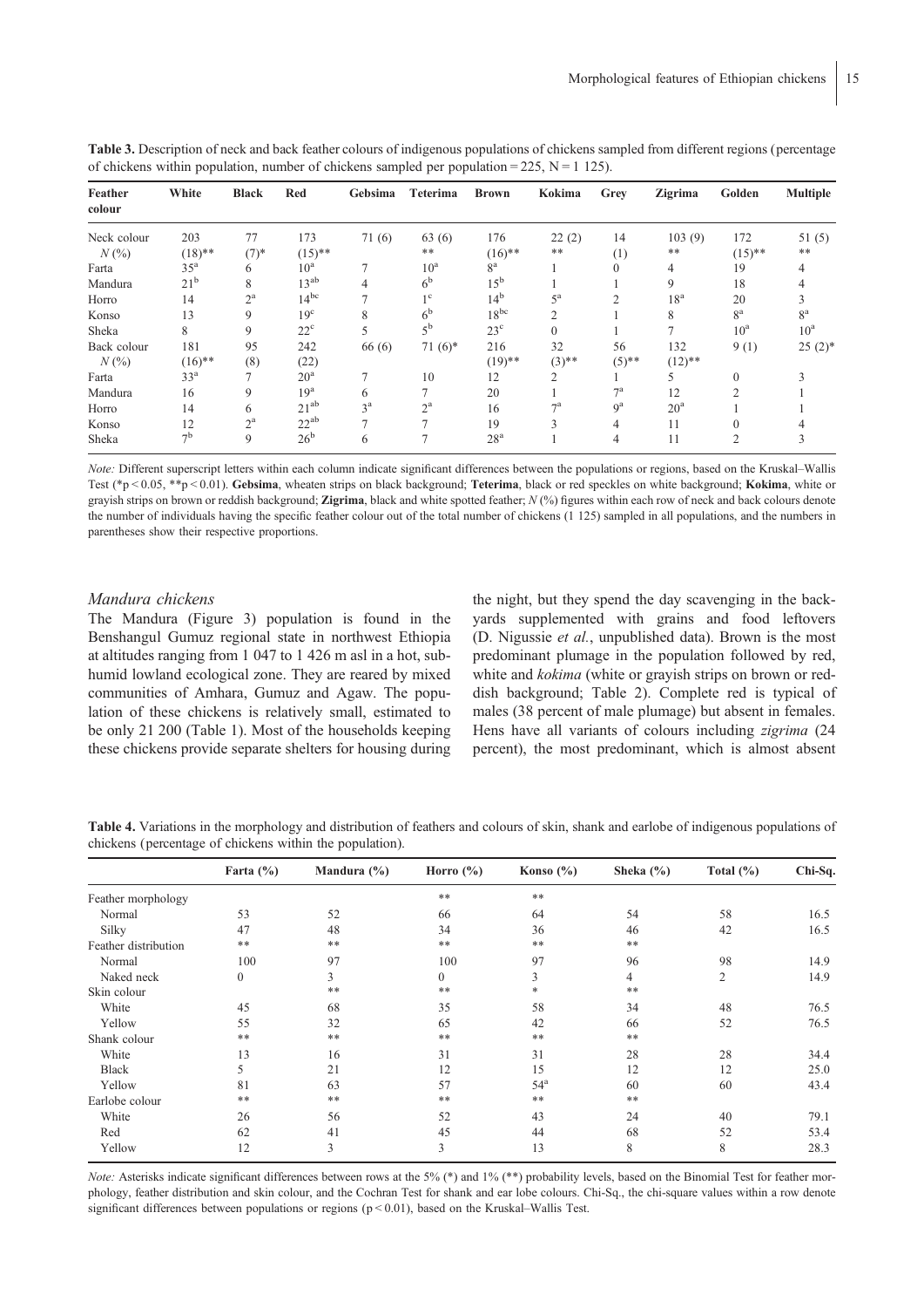**Table 3.** Description of neck and back feather colours of indigenous populations of chickens sampled from different regions (percentage of chickens within population, number of chickens sampled per population = 225, N = 1 125).

| Feather colour | White | Black | Red | Gebsima | Teterima | Brown | Kokima | Grey | Zigrima | Golden | Multiple |
|---|---|---|---|---|---|---|---|---|---|---|---|
| Neck colour | 203 | 77 | 173 | 71 (6) | 63 (6) | 176 | 22 (2) | 14 | 103 (9) | 172 | 51 (5) |
| *N* (%) | (18)** | (7)* | (15)** | | ** | (16)** | ** | (1) | ** | (15)** | ** |
| Farta | 35[a] | 6 | 10[a] | 7 | 10[a] | 8[a] | 1 | 0 | 4 | 19 | 4 |
| Mandura | 21[b] | 8 | 13[ab] | 4 | 6[b] | 15[b] | 1 | 1 | 9 | 18 | 4 |
| Horro | 14 | 2[a] | 14[bc] | 7 | 1[c] | 14[b] | 5[a] | 2 | 18[a] | 20 | 3 |
| Konso | 13 | 9 | 19[c] | 8 | 6[b] | 18[bc] | 2 | 1 | 8 | 8[a] | 8[a] |
| Sheka | 8 | 9 | 22[c] | 5 | 5[b] | 23[c] | 0 | 1 | 7 | 10[a] | 10[a] |
| Back colour | 181 | 95 | 242 | 66 (6) | 71 (6)* | 216 | 32 | 56 | 132 | 9 (1) | 25 (2)* |
| *N* (%) | (16)** | (8) | (22) | | | (19)** | (3)** | (5)** | (12)** | | |
| Farta | 33[a] | 7 | 20[a] | 7 | 10 | 12 | 2 | 1 | 5 | 0 | 3 |
| Mandura | 16 | 9 | 19[a] | 6 | 7 | 20 | 1 | 7[a] | 12 | 2 | 1 |
| Horro | 14 | 6 | 21[ab] | 3[a] | 2[a] | 16 | 7[a] | 9[a] | 20[a] | 1 | 1 |
| Konso | 12 | 2[a] | 22[ab] | 7 | 7 | 19 | 3 | 4 | 11 | 0 | 4 |
| Sheka | 7[b] | 9 | 26[b] | 6 | 7 | 28[a] | 1 | 4 | 11 | 2 | 3 |

*Note:* Different superscript letters within each column indicate significant differences between the populations or regions, based on the Kruskal–Wallis Test (*p < 0.05, **p < 0.01). **Gebsima**, wheaten strips on black background; **Teterima**, black or red speckles on white background; **Kokima**, white or grayish strips on brown or reddish background; **Zigrima**, black and white spotted feather; *N* (%) figures within each row of neck and back colours denote the number of individuals having the specific feather colour out of the total number of chickens (1 125) sampled in all populations, and the numbers in parentheses show their respective proportions.

### *Mandura chickens*

The Mandura (Figure 3) population is found in the Benshangul Gumuz regional state in northwest Ethiopia at altitudes ranging from 1 047 to 1 426 m asl in a hot, sub-humid lowland ecological zone. They are reared by mixed communities of Amhara, Gumuz and Agaw. The population of these chickens is relatively small, estimated to be only 21 200 (Table 1). Most of the households keeping these chickens provide separate shelters for housing during the night, but they spend the day scavenging in the backyards supplemented with grains and food leftovers (D. Nigussie *et al.*, unpublished data). Brown is the most predominant plumage in the population followed by red, white and *kokima* (white or grayish strips on brown or reddish background; Table 2). Complete red is typical of males (38 percent of male plumage) but absent in females. Hens have all variants of colours including *zigrima* (24 percent), the most predominant, which is almost absent

**Table 4.** Variations in the morphology and distribution of feathers and colours of skin, shank and earlobe of indigenous populations of chickens (percentage of chickens within the population).

| | Farta (%) | Mandura (%) | Horro (%) | Konso (%) | Sheka (%) | Total (%) | Chi-Sq. |
|---|---|---|---|---|---|---|---|
| Feather morphology | | | ** | ** | | | |
| Normal | 53 | 52 | 66 | 64 | 54 | 58 | 16.5 |
| Silky | 47 | 48 | 34 | 36 | 46 | 42 | 16.5 |
| Feather distribution | ** | ** | ** | ** | ** | | |
| Normal | 100 | 97 | 100 | 97 | 96 | 98 | 14.9 |
| Naked neck | 0 | 3 | 0 | 3 | 4 | 2 | 14.9 |
| Skin colour | | ** | ** | * | ** | | |
| White | 45 | 68 | 35 | 58 | 34 | 48 | 76.5 |
| Yellow | 55 | 32 | 65 | 42 | 66 | 52 | 76.5 |
| Shank colour | ** | ** | ** | ** | ** | | |
| White | 13 | 16 | 31 | 31 | 28 | 28 | 34.4 |
| Black | 5 | 21 | 12 | 15 | 12 | 12 | 25.0 |
| Yellow | 81 | 63 | 57 | 54[a] | 60 | 60 | 43.4 |
| Earlobe colour | ** | ** | ** | ** | ** | | |
| White | 26 | 56 | 52 | 43 | 24 | 40 | 79.1 |
| Red | 62 | 41 | 45 | 44 | 68 | 52 | 53.4 |
| Yellow | 12 | 3 | 3 | 13 | 8 | 8 | 28.3 |

*Note:* Asterisks indicate significant differences between rows at the 5% (*) and 1% (**) probability levels, based on the Binomial Test for feather morphology, feather distribution and skin colour, and the Cochran Test for shank and ear lobe colours. Chi-Sq., the chi-square values within a row denote significant differences between populations or regions (p < 0.01), based on the Kruskal–Wallis Test.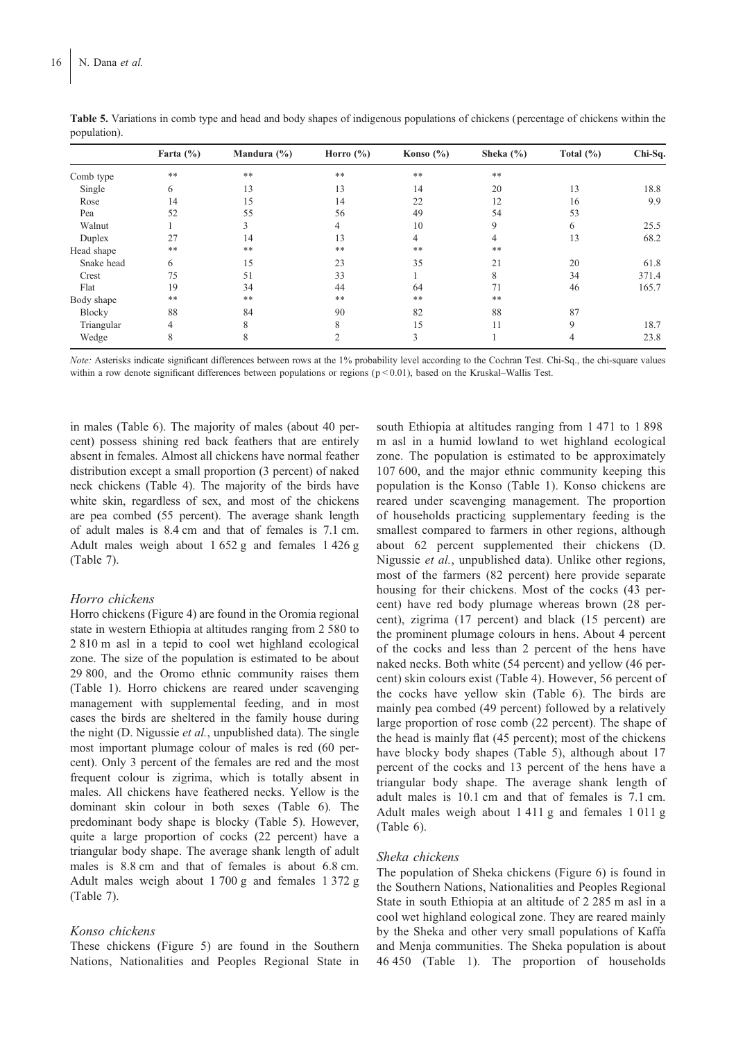**Table 5.** Variations in comb type and head and body shapes of indigenous populations of chickens (percentage of chickens within the population).

| | Farta (%) | Mandura (%) | Horro (%) | Konso (%) | Sheka (%) | Total (%) | Chi-Sq. |
|---|---|---|---|---|---|---|---|
| Comb type | ** | ** | ** | ** | ** | | |
| Single | 6 | 13 | 13 | 14 | 20 | 13 | 18.8 |
| Rose | 14 | 15 | 14 | 22 | 12 | 16 | 9.9 |
| Pea | 52 | 55 | 56 | 49 | 54 | 53 | |
| Walnut | 1 | 3 | 4 | 10 | 9 | 6 | 25.5 |
| Duplex | 27 | 14 | 13 | 4 | 4 | 13 | 68.2 |
| Head shape | ** | ** | ** | ** | ** | | |
| Snake head | 6 | 15 | 23 | 35 | 21 | 20 | 61.8 |
| Crest | 75 | 51 | 33 | 1 | 8 | 34 | 371.4 |
| Flat | 19 | 34 | 44 | 64 | 71 | 46 | 165.7 |
| Body shape | ** | ** | ** | ** | ** | | |
| Blocky | 88 | 84 | 90 | 82 | 88 | 87 | |
| Triangular | 4 | 8 | 8 | 15 | 11 | 9 | 18.7 |
| Wedge | 8 | 8 | 2 | 3 | 1 | 4 | 23.8 |

*Note:* Asterisks indicate significant differences between rows at the 1% probability level according to the Cochran Test. Chi-Sq., the chi-square values within a row denote significant differences between populations or regions ($p < 0.01$), based on the Kruskal–Wallis Test.

in males (Table 6). The majority of males (about 40 percent) possess shining red back feathers that are entirely absent in females. Almost all chickens have normal feather distribution except a small proportion (3 percent) of naked neck chickens (Table 4). The majority of the birds have white skin, regardless of sex, and most of the chickens are pea combed (55 percent). The average shank length of adult males is 8.4 cm and that of females is 7.1 cm. Adult males weigh about 1 652 g and females 1 426 g (Table 7).

### *Horro chickens*

Horro chickens (Figure 4) are found in the Oromia regional state in western Ethiopia at altitudes ranging from 2 580 to 2 810 m asl in a tepid to cool wet highland ecological zone. The size of the population is estimated to be about 29 800, and the Oromo ethnic community raises them (Table 1). Horro chickens are reared under scavenging management with supplemental feeding, and in most cases the birds are sheltered in the family house during the night (D. Nigussie *et al.*, unpublished data). The single most important plumage colour of males is red (60 percent). Only 3 percent of the females are red and the most frequent colour is zigrima, which is totally absent in males. All chickens have feathered necks. Yellow is the dominant skin colour in both sexes (Table 6). The predominant body shape is blocky (Table 5). However, quite a large proportion of cocks (22 percent) have a triangular body shape. The average shank length of adult males is 8.8 cm and that of females is about 6.8 cm. Adult males weigh about 1 700 g and females 1 372 g (Table 7).

### *Konso chickens*

These chickens (Figure 5) are found in the Southern Nations, Nationalities and Peoples Regional State in south Ethiopia at altitudes ranging from 1 471 to 1 898 m asl in a humid lowland to wet highland ecological zone. The population is estimated to be approximately 107 600, and the major ethnic community keeping this population is the Konso (Table 1). Konso chickens are reared under scavenging management. The proportion of households practicing supplementary feeding is the smallest compared to farmers in other regions, although about 62 percent supplemented their chickens (D. Nigussie *et al.*, unpublished data). Unlike other regions, most of the farmers (82 percent) here provide separate housing for their chickens. Most of the cocks (43 percent) have red body plumage whereas brown (28 percent), zigrima (17 percent) and black (15 percent) are the prominent plumage colours in hens. About 4 percent of the cocks and less than 2 percent of the hens have naked necks. Both white (54 percent) and yellow (46 percent) skin colours exist (Table 4). However, 56 percent of the cocks have yellow skin (Table 6). The birds are mainly pea combed (49 percent) followed by a relatively large proportion of rose comb (22 percent). The shape of the head is mainly flat (45 percent); most of the chickens have blocky body shapes (Table 5), although about 17 percent of the cocks and 13 percent of the hens have a triangular body shape. The average shank length of adult males is 10.1 cm and that of females is 7.1 cm. Adult males weigh about 1 411 g and females 1 011 g (Table 6).

### *Sheka chickens*

The population of Sheka chickens (Figure 6) is found in the Southern Nations, Nationalities and Peoples Regional State in south Ethiopia at an altitude of 2 285 m asl in a cool wet highland eological zone. They are reared mainly by the Sheka and other very small populations of Kaffa and Menja communities. The Sheka population is about 46 450 (Table 1). The proportion of households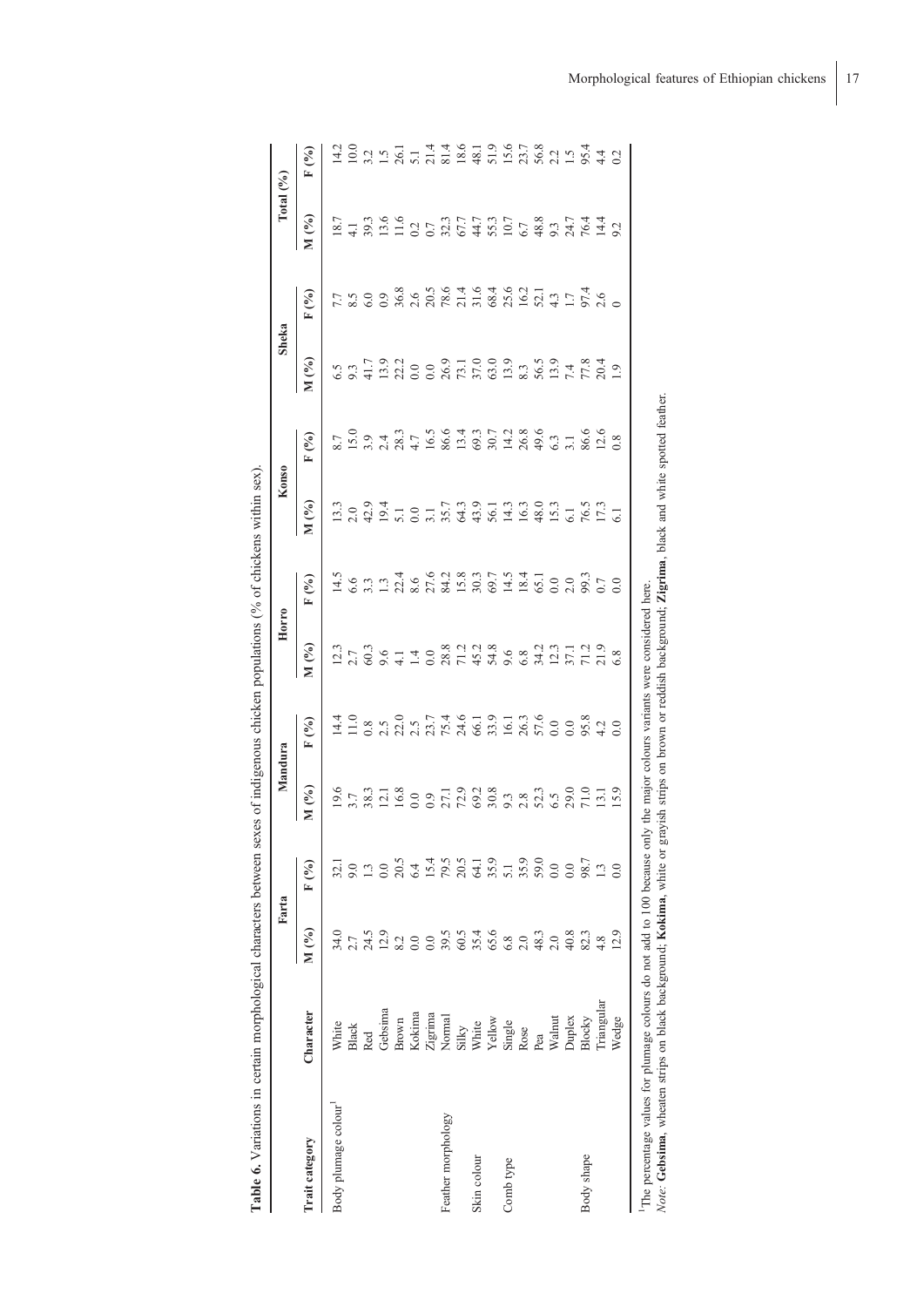**Table 6.** Variations in certain morphological characters between sexes of indigenous chicken populations (% of chickens within sex).

| Trait category | Character | Farta | | Mandura | | Horro | | Konso | | Sheka | | Total (%) | |
|---|---|---|---|---|---|---|---|---|---|---|---|---|---|
| | | M (%) | F (%) | M (%) | F (%) | M (%) | F (%) | M (%) | F (%) | M (%) | F (%) | M (%) | F (%) |
| Body plumage colour[1] | White | 34.0 | 32.1 | 19.6 | 14.4 | 12.3 | 14.5 | 13.3 | 8.7 | 6.5 | 7.7 | 18.7 | 14.2 |
| | Black | 2.7 | 9.0 | 3.7 | 11.0 | 2.7 | 6.6 | 2.0 | 15.0 | 9.3 | 8.5 | 4.1 | 10.0 |
| | Red | 24.5 | 1.3 | 38.3 | 0.8 | 60.3 | 3.3 | 42.9 | 3.9 | 41.7 | 6.0 | 39.3 | 3.2 |
| | Gebsima | 12.9 | 0.0 | 12.1 | 2.5 | 9.6 | 1.3 | 19.4 | 2.4 | 13.9 | 0.9 | 13.6 | 1.5 |
| | Brown | 8.2 | 20.5 | 16.8 | 22.0 | 4.1 | 22.4 | 5.1 | 28.3 | 22.2 | 36.8 | 11.6 | 26.1 |
| | Kokima | 0.0 | 6.4 | 0.0 | 2.5 | 1.4 | 8.6 | 0.0 | 4.7 | 0.0 | 2.6 | 0.2 | 5.1 |
| | Zigrima | 0.0 | 15.4 | 0.9 | 23.7 | 0.0 | 27.6 | 3.1 | 16.5 | 0.0 | 20.5 | 0.7 | 21.4 |
| Feather morphology | Normal | 39.5 | 79.5 | 27.1 | 75.4 | 28.8 | 84.2 | 35.7 | 86.6 | 26.9 | 78.6 | 32.3 | 81.4 |
| | Silky | 60.5 | 20.5 | 72.9 | 24.6 | 71.2 | 15.8 | 64.3 | 13.4 | 73.1 | 21.4 | 67.7 | 18.6 |
| Skin colour | White | 35.4 | 64.1 | 69.2 | 66.1 | 45.2 | 30.3 | 43.9 | 69.3 | 37.0 | 31.6 | 44.7 | 48.1 |
| | Yellow | 65.6 | 35.9 | 30.8 | 33.9 | 54.8 | 69.7 | 56.1 | 30.7 | 63.0 | 68.4 | 55.3 | 51.9 |
| Comb type | Single | 6.8 | 5.1 | 9.3 | 16.1 | 9.6 | 14.5 | 14.3 | 14.2 | 13.9 | 25.6 | 10.7 | 15.6 |
| | Rose | 2.0 | 35.9 | 2.8 | 26.3 | 6.8 | 18.4 | 16.3 | 26.8 | 8.3 | 16.2 | 6.7 | 23.7 |
| | Pea | 48.3 | 59.0 | 52.3 | 57.6 | 34.2 | 65.1 | 48.0 | 49.6 | 56.5 | 52.1 | 48.8 | 56.8 |
| | Walnut | 2.0 | 0.0 | 6.5 | 0.0 | 12.3 | 0.0 | 15.3 | 6.3 | 13.9 | 4.3 | 9.3 | 2.2 |
| | Duplex | 40.8 | 0.0 | 29.0 | 0.0 | 37.1 | 2.0 | 6.1 | 3.1 | 7.4 | 1.7 | 24.7 | 1.5 |
| Body shape | Blocky | 82.3 | 98.7 | 71.0 | 95.8 | 71.2 | 99.3 | 76.5 | 86.6 | 77.8 | 97.4 | 76.4 | 95.4 |
| | Triangular | 4.8 | 1.3 | 13.1 | 4.2 | 21.9 | 0.7 | 17.3 | 12.6 | 20.4 | 2.6 | 14.4 | 4.4 |
| | Wedge | 12.9 | 0.0 | 15.9 | 0.0 | 6.8 | 0.0 | 6.1 | 0.8 | 1.9 | 0 | 9.2 | 0.2 |

[1]The percentage values for plumage colours do not add to 100 because only the major colours variants were considered here.
*Note:* **Gebsima**, wheaten strips on black background; **Kokima**, white or grayish strips on brown or reddish background; **Zigrima**, black and white spotted feather.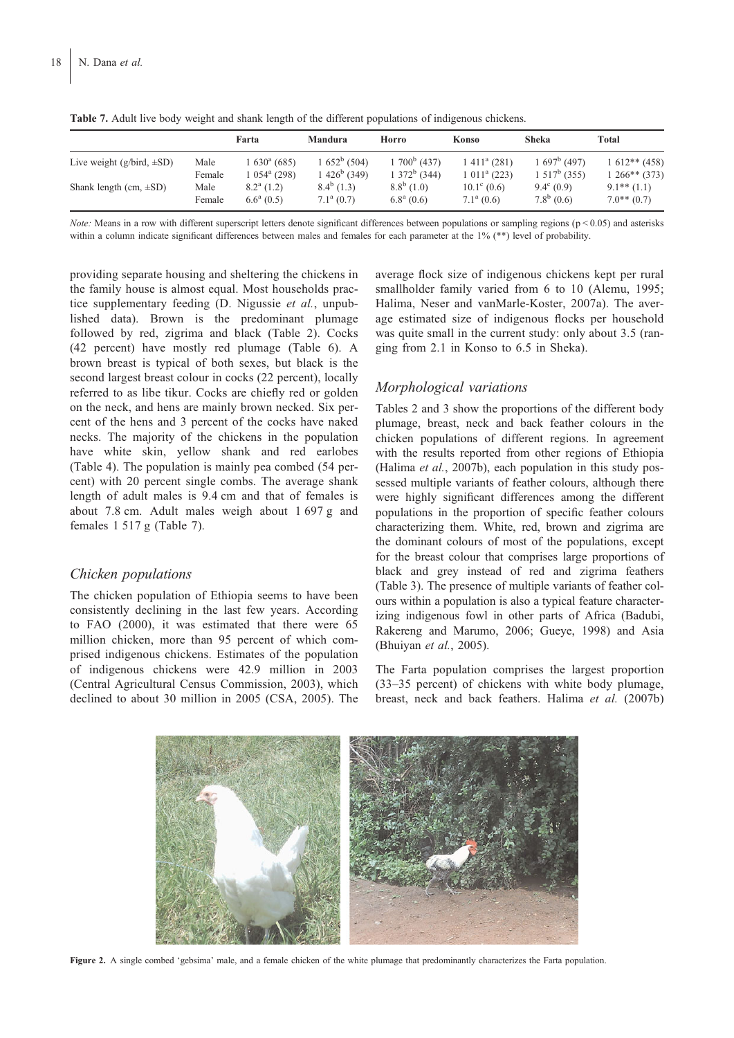**Table 7.** Adult live body weight and shank length of the different populations of indigenous chickens.

| | | Farta | Mandura | Horro | Konso | Sheka | Total |
|---|---|---|---|---|---|---|---|
| Live weight (g/bird, ±SD) | Male | 1 630$^{a}$ (685) | 1 652$^{b}$ (504) | 1 700$^{b}$ (437) | 1 411$^{a}$ (281) | 1 697$^{b}$ (497) | 1 612** (458) |
| | Female | 1 054$^{a}$ (298) | 1 426$^{b}$ (349) | 1 372$^{b}$ (344) | 1 011$^{a}$ (223) | 1 517$^{b}$ (355) | 1 266** (373) |
| Shank length (cm, ±SD) | Male | 8.2$^{a}$ (1.2) | 8.4$^{b}$ (1.3) | 8.8$^{b}$ (1.0) | 10.1$^{c}$ (0.6) | 9.4$^{c}$ (0.9) | 9.1** (1.1) |
| | Female | 6.6$^{a}$ (0.5) | 7.1$^{a}$ (0.7) | 6.8$^{a}$ (0.6) | 7.1$^{a}$ (0.6) | 7.8$^{b}$ (0.6) | 7.0** (0.7) |

*Note:* Means in a row with different superscript letters denote significant differences between populations or sampling regions ($p < 0.05$) and asterisks within a column indicate significant differences between males and females for each parameter at the 1% (**) level of probability.

providing separate housing and sheltering the chickens in the family house is almost equal. Most households practice supplementary feeding (D. Nigussie *et al.*, unpublished data). Brown is the predominant plumage followed by red, zigrima and black (Table 2). Cocks (42 percent) have mostly red plumage (Table 6). A brown breast is typical of both sexes, but black is the second largest breast colour in cocks (22 percent), locally referred to as libe tikur. Cocks are chiefly red or golden on the neck, and hens are mainly brown necked. Six percent of the hens and 3 percent of the cocks have naked necks. The majority of the chickens in the population have white skin, yellow shank and red earlobes (Table 4). The population is mainly pea combed (54 percent) with 20 percent single combs. The average shank length of adult males is 9.4 cm and that of females is about 7.8 cm. Adult males weigh about 1 697 g and females 1 517 g (Table 7).

## Chicken populations

The chicken population of Ethiopia seems to have been consistently declining in the last few years. According to FAO (2000), it was estimated that there were 65 million chicken, more than 95 percent of which comprised indigenous chickens. Estimates of the population of indigenous chickens were 42.9 million in 2003 (Central Agricultural Census Commission, 2003), which declined to about 30 million in 2005 (CSA, 2005). The average flock size of indigenous chickens kept per rural smallholder family varied from 6 to 10 (Alemu, 1995; Halima, Neser and vanMarle-Koster, 2007a). The average estimated size of indigenous flocks per household was quite small in the current study: only about 3.5 (ranging from 2.1 in Konso to 6.5 in Sheka).

## Morphological variations

Tables 2 and 3 show the proportions of the different body plumage, breast, neck and back feather colours in the chicken populations of different regions. In agreement with the results reported from other regions of Ethiopia (Halima *et al.*, 2007b), each population in this study possessed multiple variants of feather colours, although there were highly significant differences among the different populations in the proportion of specific feather colours characterizing them. White, red, brown and zigrima are the dominant colours of most of the populations, except for the breast colour that comprises large proportions of black and grey instead of red and zigrima feathers (Table 3). The presence of multiple variants of feather colours within a population is also a typical feature characterizing indigenous fowl in other parts of Africa (Badubi, Rakereng and Marumo, 2006; Gueye, 1998) and Asia (Bhuiyan *et al.*, 2005).

The Farta population comprises the largest proportion (33–35 percent) of chickens with white body plumage, breast, neck and back feathers. Halima *et al.* (2007b)

**Figure 2.** A single combed 'gebsima' male, and a female chicken of the white plumage that predominantly characterizes the Farta population.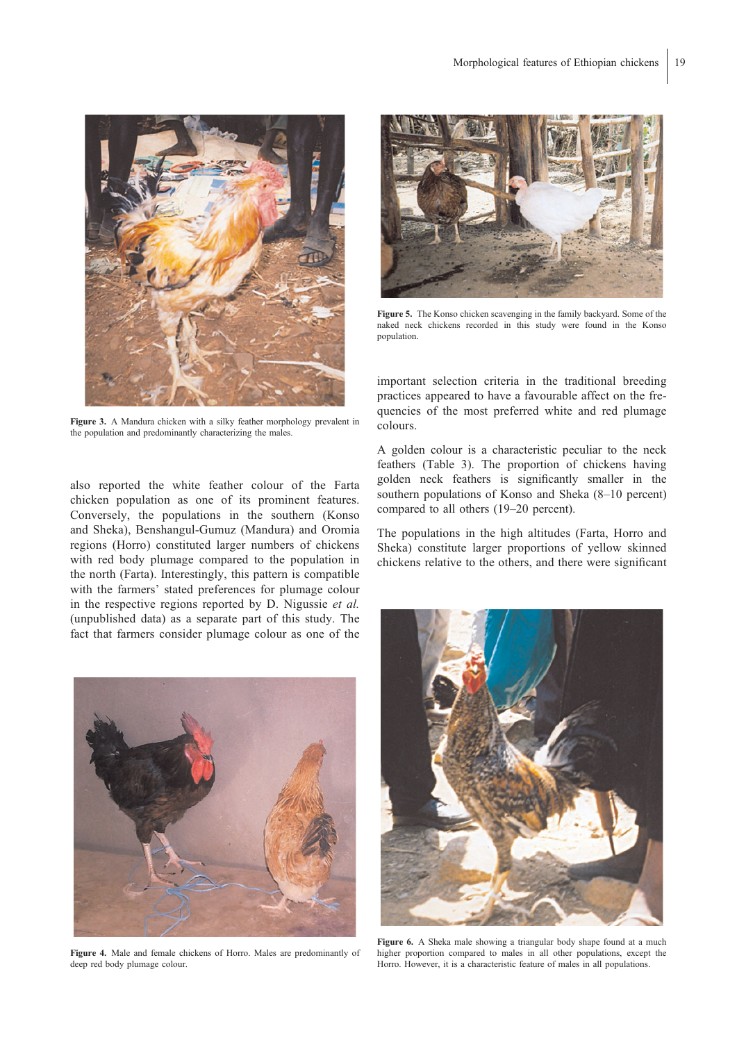Figure 3. A Mandura chicken with a silky feather morphology prevalent in the population and predominantly characterizing the males.

Figure 5. The Konso chicken scavenging in the family backyard. Some of the naked neck chickens recorded in this study were found in the Konso population.

also reported the white feather colour of the Farta chicken population as one of its prominent features. Conversely, the populations in the southern (Konso and Sheka), Benshangul-Gumuz (Mandura) and Oromia regions (Horro) constituted larger numbers of chickens with red body plumage compared to the population in the north (Farta). Interestingly, this pattern is compatible with the farmers' stated preferences for plumage colour in the respective regions reported by D. Nigussie *et al.* (unpublished data) as a separate part of this study. The fact that farmers consider plumage colour as one of the important selection criteria in the traditional breeding practices appeared to have a favourable affect on the frequencies of the most preferred white and red plumage colours.

A golden colour is a characteristic peculiar to the neck feathers (Table 3). The proportion of chickens having golden neck feathers is significantly smaller in the southern populations of Konso and Sheka (8–10 percent) compared to all others (19–20 percent).

The populations in the high altitudes (Farta, Horro and Sheka) constitute larger proportions of yellow skinned chickens relative to the others, and there were significant

Figure 4. Male and female chickens of Horro. Males are predominantly of deep red body plumage colour.

Figure 6. A Sheka male showing a triangular body shape found at a much higher proportion compared to males in all other populations, except the Horro. However, it is a characteristic feature of males in all populations.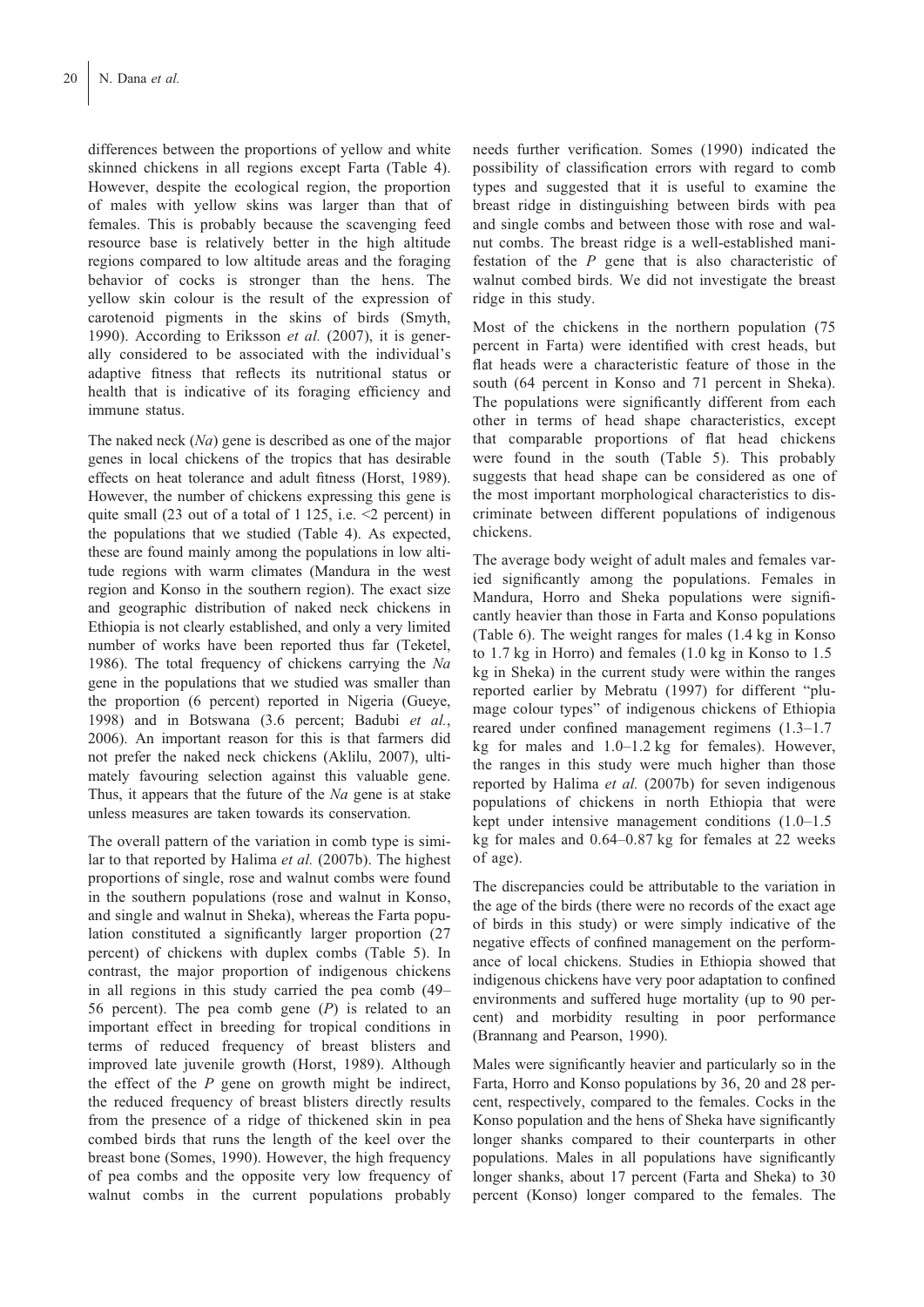differences between the proportions of yellow and white skinned chickens in all regions except Farta (Table 4). However, despite the ecological region, the proportion of males with yellow skins was larger than that of females. This is probably because the scavenging feed resource base is relatively better in the high altitude regions compared to low altitude areas and the foraging behavior of cocks is stronger than the hens. The yellow skin colour is the result of the expression of carotenoid pigments in the skins of birds (Smyth, 1990). According to Eriksson *et al.* (2007), it is generally considered to be associated with the individual's adaptive fitness that reflects its nutritional status or health that is indicative of its foraging efficiency and immune status.

The naked neck (*Na*) gene is described as one of the major genes in local chickens of the tropics that has desirable effects on heat tolerance and adult fitness (Horst, 1989). However, the number of chickens expressing this gene is quite small (23 out of a total of 1 125, i.e. <2 percent) in the populations that we studied (Table 4). As expected, these are found mainly among the populations in low altitude regions with warm climates (Mandura in the west region and Konso in the southern region). The exact size and geographic distribution of naked neck chickens in Ethiopia is not clearly established, and only a very limited number of works have been reported thus far (Teketel, 1986). The total frequency of chickens carrying the *Na* gene in the populations that we studied was smaller than the proportion (6 percent) reported in Nigeria (Gueye, 1998) and in Botswana (3.6 percent; Badubi *et al.*, 2006). An important reason for this is that farmers did not prefer the naked neck chickens (Aklilu, 2007), ultimately favouring selection against this valuable gene. Thus, it appears that the future of the *Na* gene is at stake unless measures are taken towards its conservation.

The overall pattern of the variation in comb type is similar to that reported by Halima *et al.* (2007b). The highest proportions of single, rose and walnut combs were found in the southern populations (rose and walnut in Konso, and single and walnut in Sheka), whereas the Farta population constituted a significantly larger proportion (27 percent) of chickens with duplex combs (Table 5). In contrast, the major proportion of indigenous chickens in all regions in this study carried the pea comb (49–56 percent). The pea comb gene (*P*) is related to an important effect in breeding for tropical conditions in terms of reduced frequency of breast blisters and improved late juvenile growth (Horst, 1989). Although the effect of the *P* gene on growth might be indirect, the reduced frequency of breast blisters directly results from the presence of a ridge of thickened skin in pea combed birds that runs the length of the keel over the breast bone (Somes, 1990). However, the high frequency of pea combs and the opposite very low frequency of walnut combs in the current populations probably needs further verification. Somes (1990) indicated the possibility of classification errors with regard to comb types and suggested that it is useful to examine the breast ridge in distinguishing between birds with pea and single combs and between those with rose and walnut combs. The breast ridge is a well-established manifestation of the *P* gene that is also characteristic of walnut combed birds. We did not investigate the breast ridge in this study.

Most of the chickens in the northern population (75 percent in Farta) were identified with crest heads, but flat heads were a characteristic feature of those in the south (64 percent in Konso and 71 percent in Sheka). The populations were significantly different from each other in terms of head shape characteristics, except that comparable proportions of flat head chickens were found in the south (Table 5). This probably suggests that head shape can be considered as one of the most important morphological characteristics to discriminate between different populations of indigenous chickens.

The average body weight of adult males and females varied significantly among the populations. Females in Mandura, Horro and Sheka populations were significantly heavier than those in Farta and Konso populations (Table 6). The weight ranges for males (1.4 kg in Konso to 1.7 kg in Horro) and females (1.0 kg in Konso to 1.5 kg in Sheka) in the current study were within the ranges reported earlier by Mebratu (1997) for different "plumage colour types" of indigenous chickens of Ethiopia reared under confined management regimens (1.3–1.7 kg for males and 1.0–1.2 kg for females). However, the ranges in this study were much higher than those reported by Halima *et al.* (2007b) for seven indigenous populations of chickens in north Ethiopia that were kept under intensive management conditions (1.0–1.5 kg for males and 0.64–0.87 kg for females at 22 weeks of age).

The discrepancies could be attributable to the variation in the age of the birds (there were no records of the exact age of birds in this study) or were simply indicative of the negative effects of confined management on the performance of local chickens. Studies in Ethiopia showed that indigenous chickens have very poor adaptation to confined environments and suffered huge mortality (up to 90 percent) and morbidity resulting in poor performance (Brannang and Pearson, 1990).

Males were significantly heavier and particularly so in the Farta, Horro and Konso populations by 36, 20 and 28 percent, respectively, compared to the females. Cocks in the Konso population and the hens of Sheka have significantly longer shanks compared to their counterparts in other populations. Males in all populations have significantly longer shanks, about 17 percent (Farta and Sheka) to 30 percent (Konso) longer compared to the females. The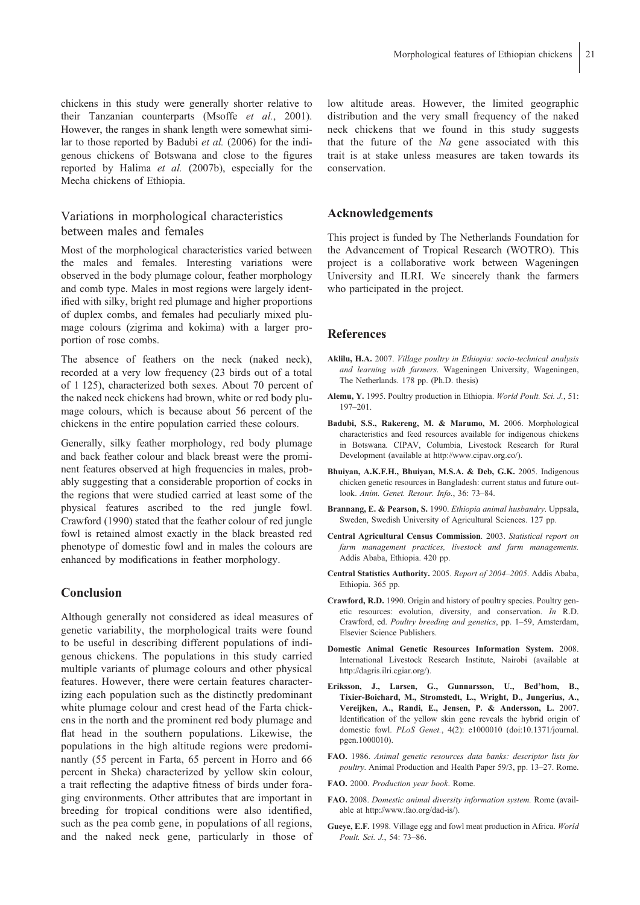chickens in this study were generally shorter relative to their Tanzanian counterparts (Msoffe *et al.*, 2001). However, the ranges in shank length were somewhat similar to those reported by Badubi *et al.* (2006) for the indigenous chickens of Botswana and close to the figures reported by Halima *et al.* (2007b), especially for the Mecha chickens of Ethiopia.

## Variations in morphological characteristics between males and females

Most of the morphological characteristics varied between the males and females. Interesting variations were observed in the body plumage colour, feather morphology and comb type. Males in most regions were largely identified with silky, bright red plumage and higher proportions of duplex combs, and females had peculiarly mixed plumage colours (zigrima and kokima) with a larger proportion of rose combs.

The absence of feathers on the neck (naked neck), recorded at a very low frequency (23 birds out of a total of 1 125), characterized both sexes. About 70 percent of the naked neck chickens had brown, white or red body plumage colours, which is because about 56 percent of the chickens in the entire population carried these colours.

Generally, silky feather morphology, red body plumage and back feather colour and black breast were the prominent features observed at high frequencies in males, probably suggesting that a considerable proportion of cocks in the regions that were studied carried at least some of the physical features ascribed to the red jungle fowl. Crawford (1990) stated that the feather colour of red jungle fowl is retained almost exactly in the black breasted red phenotype of domestic fowl and in males the colours are enhanced by modifications in feather morphology.

## Conclusion

Although generally not considered as ideal measures of genetic variability, the morphological traits were found to be useful in describing different populations of indigenous chickens. The populations in this study carried multiple variants of plumage colours and other physical features. However, there were certain features characterizing each population such as the distinctly predominant white plumage colour and crest head of the Farta chickens in the north and the prominent red body plumage and flat head in the southern populations. Likewise, the populations in the high altitude regions were predominantly (55 percent in Farta, 65 percent in Horro and 66 percent in Sheka) characterized by yellow skin colour, a trait reflecting the adaptive fitness of birds under foraging environments. Other attributes that are important in breeding for tropical conditions were also identified, such as the pea comb gene, in populations of all regions, and the naked neck gene, particularly in those of low altitude areas. However, the limited geographic distribution and the very small frequency of the naked neck chickens that we found in this study suggests that the future of the *Na* gene associated with this trait is at stake unless measures are taken towards its conservation.

## Acknowledgements

This project is funded by The Netherlands Foundation for the Advancement of Tropical Research (WOTRO). This project is a collaborative work between Wageningen University and ILRI. We sincerely thank the farmers who participated in the project.

## References

**Aklilu, H.A.** 2007. *Village poultry in Ethiopia: socio-technical analysis and learning with farmers*. Wageningen University, Wageningen, The Netherlands. 178 pp. (Ph.D. thesis)

**Alemu, Y.** 1995. Poultry production in Ethiopia. *World Poult. Sci. J.*, 51: 197–201.

**Badubi, S.S., Rakereng, M. & Marumo, M.** 2006. Morphological characteristics and feed resources available for indigenous chickens in Botswana. CIPAV, Columbia, Livestock Research for Rural Development (available at http://www.cipav.org.co/).

**Bhuiyan, A.K.F.H., Bhuiyan, M.S.A. & Deb, G.K.** 2005. Indigenous chicken genetic resources in Bangladesh: current status and future outlook. *Anim. Genet. Resour. Info.*, 36: 73–84.

**Brannang, E. & Pearson, S.** 1990. *Ethiopia animal husbandry*. Uppsala, Sweden, Swedish University of Agricultural Sciences. 127 pp.

**Central Agricultural Census Commission**. 2003. *Statistical report on farm management practices, livestock and farm managements.* Addis Ababa, Ethiopia. 420 pp.

**Central Statistics Authority.** 2005. *Report of 2004–2005*. Addis Ababa, Ethiopia. 365 pp.

**Crawford, R.D.** 1990. Origin and history of poultry species. Poultry genetic resources: evolution, diversity, and conservation. *In* R.D. Crawford, ed. *Poultry breeding and genetics*, pp. 1–59, Amsterdam, Elsevier Science Publishers.

**Domestic Animal Genetic Resources Information System.** 2008. International Livestock Research Institute, Nairobi (available at http://dagris.ilri.cgiar.org/).

**Eriksson, J., Larsen, G., Gunnarsson, U., Bed'hom, B., Tixier-Boichard, M., Stromstedt, L., Wright, D., Jungerius, A., Vereijken, A., Randi, E., Jensen, P. & Andersson, L.** 2007. Identification of the yellow skin gene reveals the hybrid origin of domestic fowl. *PLoS Genet.*, 4(2): e1000010 (doi:10.1371/journal.pgen.1000010).

**FAO.** 1986. *Animal genetic resources data banks: descriptor lists for poultry*. Animal Production and Health Paper 59/3, pp. 13–27. Rome.

**FAO.** 2000. *Production year book*. Rome.

**FAO.** 2008. *Domestic animal diversity information system.* Rome (available at http://www.fao.org/dad-is/).

**Gueye, E.F.** 1998. Village egg and fowl meat production in Africa. *World Poult. Sci. J.*, 54: 73–86.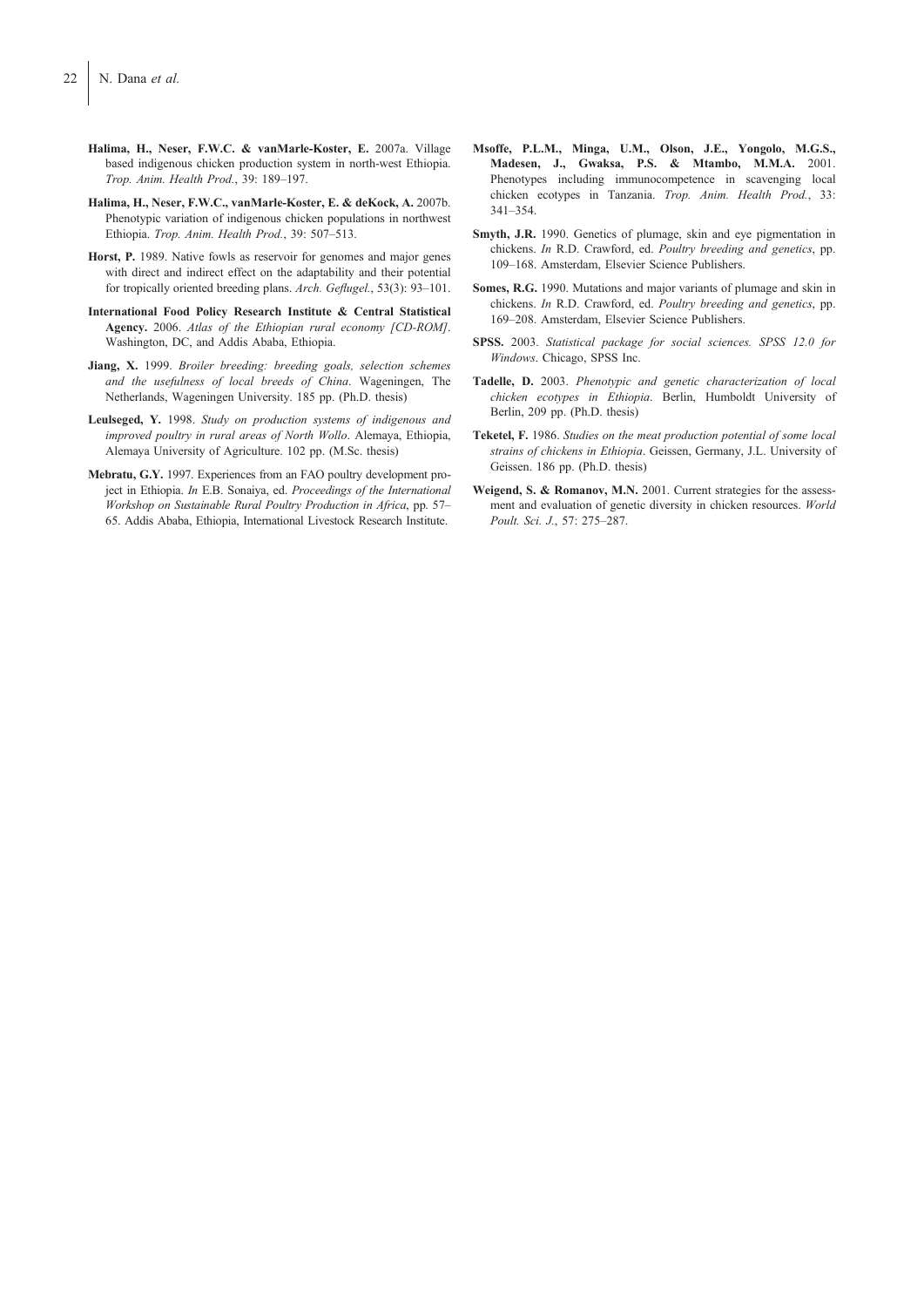**Halima, H., Neser, F.W.C. & vanMarle-Koster, E.** 2007a. Village based indigenous chicken production system in north-west Ethiopia. *Trop. Anim. Health Prod.*, 39: 189–197.

**Halima, H., Neser, F.W.C., vanMarle-Koster, E. & deKock, A.** 2007b. Phenotypic variation of indigenous chicken populations in northwest Ethiopia. *Trop. Anim. Health Prod.*, 39: 507–513.

**Horst, P.** 1989. Native fowls as reservoir for genomes and major genes with direct and indirect effect on the adaptability and their potential for tropically oriented breeding plans. *Arch. Geflugel.*, 53(3): 93–101.

**International Food Policy Research Institute & Central Statistical Agency.** 2006. *Atlas of the Ethiopian rural economy [CD-ROM]*. Washington, DC, and Addis Ababa, Ethiopia.

**Jiang, X.** 1999. *Broiler breeding: breeding goals, selection schemes and the usefulness of local breeds of China*. Wageningen, The Netherlands, Wageningen University. 185 pp. (Ph.D. thesis)

**Leulseged, Y.** 1998. *Study on production systems of indigenous and improved poultry in rural areas of North Wollo*. Alemaya, Ethiopia, Alemaya University of Agriculture. 102 pp. (M.Sc. thesis)

**Mebratu, G.Y.** 1997. Experiences from an FAO poultry development project in Ethiopia. *In* E.B. Sonaiya, ed. *Proceedings of the International Workshop on Sustainable Rural Poultry Production in Africa*, pp. 57–65. Addis Ababa, Ethiopia, International Livestock Research Institute.

**Msoffe, P.L.M., Minga, U.M., Olson, J.E., Yongolo, M.G.S., Madesen, J., Gwaksa, P.S. & Mtambo, M.M.A.** 2001. Phenotypes including immunocompetence in scavenging local chicken ecotypes in Tanzania. *Trop. Anim. Health Prod.*, 33: 341–354.

**Smyth, J.R.** 1990. Genetics of plumage, skin and eye pigmentation in chickens. *In* R.D. Crawford, ed. *Poultry breeding and genetics*, pp. 109–168. Amsterdam, Elsevier Science Publishers.

**Somes, R.G.** 1990. Mutations and major variants of plumage and skin in chickens. *In* R.D. Crawford, ed. *Poultry breeding and genetics*, pp. 169–208. Amsterdam, Elsevier Science Publishers.

**SPSS.** 2003. *Statistical package for social sciences. SPSS 12.0 for Windows*. Chicago, SPSS Inc.

**Tadelle, D.** 2003. *Phenotypic and genetic characterization of local chicken ecotypes in Ethiopia*. Berlin, Humboldt University of Berlin, 209 pp. (Ph.D. thesis)

**Teketel, F.** 1986. *Studies on the meat production potential of some local strains of chickens in Ethiopia*. Geissen, Germany, J.L. University of Geissen. 186 pp. (Ph.D. thesis)

**Weigend, S. & Romanov, M.N.** 2001. Current strategies for the assessment and evaluation of genetic diversity in chicken resources. *World Poult. Sci. J.*, 57: 275–287.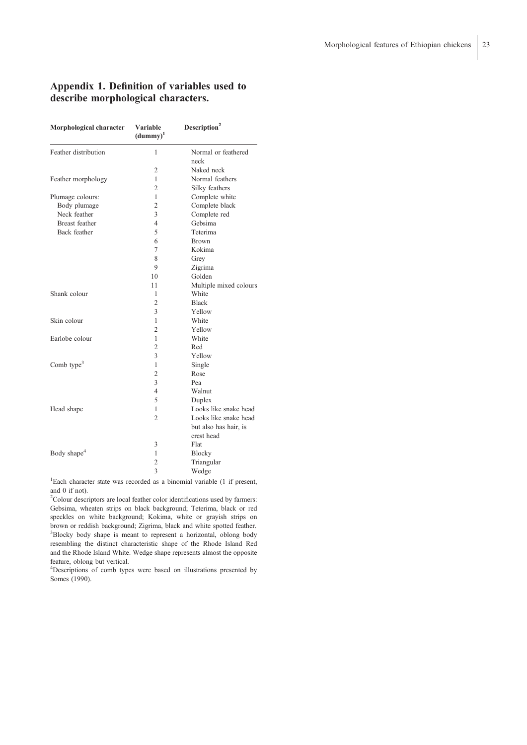## Appendix 1. Definition of variables used to describe morphological characters.

| Morphological character | Variable (dummy)[1] | Description[2] |
|---|---|---|
| Feather distribution | 1 | Normal or feathered neck |
| | 2 | Naked neck |
| Feather morphology | 1 | Normal feathers |
| | 2 | Silky feathers |
| Plumage colours: | 1 | Complete white |
| Body plumage | 2 | Complete black |
| Neck feather | 3 | Complete red |
| Breast feather | 4 | Gebsima |
| Back feather | 5 | Teterima |
| | 6 | Brown |
| | 7 | Kokima |
| | 8 | Grey |
| | 9 | Zigrima |
| | 10 | Golden |
| | 11 | Multiple mixed colours |
| Shank colour | 1 | White |
| | 2 | Black |
| | 3 | Yellow |
| Skin colour | 1 | White |
| | 2 | Yellow |
| Earlobe colour | 1 | White |
| | 2 | Red |
| | 3 | Yellow |
| Comb type[3] | 1 | Single |
| | 2 | Rose |
| | 3 | Pea |
| | 4 | Walnut |
| | 5 | Duplex |
| Head shape | 1 | Looks like snake head |
| | 2 | Looks like snake head but also has hair, is crest head |
| | 3 | Flat |
| Body shape[4] | 1 | Blocky |
| | 2 | Triangular |
| | 3 | Wedge |

[1]Each character state was recorded as a binomial variable (1 if present, and 0 if not).

[2]Colour descriptors are local feather color identifications used by farmers: Gebsima, wheaten strips on black background; Teterima, black or red speckles on white background; Kokima, white or grayish strips on brown or reddish background; Zigrima, black and white spotted feather.

[3]Blocky body shape is meant to represent a horizontal, oblong body resembling the distinct characteristic shape of the Rhode Island Red and the Rhode Island White. Wedge shape represents almost the opposite feature, oblong but vertical.

[4]Descriptions of comb types were based on illustrations presented by Somes (1990).